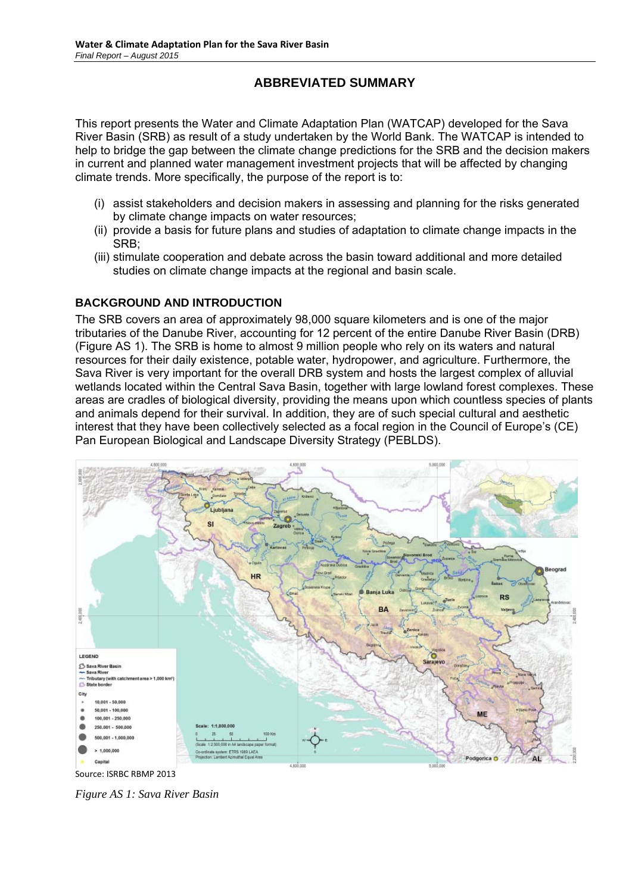# ABBREVIATED SUMMARY

This report presents the Water and Climate Adaptation Plan (WATCAP) developed for the Sava River Basin (SRB) as result of a study undertaken by the World Bank. The WATCAP is intended to help to bridge the gap between the climate change predictions for the SRB and the decision makers in current and planned water management investment projects that will be affected by changing climate trends. More specifically, the purpose of the report is to:

(i) assist stakeholders and decision makers in assessing and planning for the risks generated by climate change impacts on water resources;
(ii) provide a basis for future plans and studies of adaptation to climate change impacts in the SRB;
(iii) stimulate cooperation and debate across the basin toward additional and more detailed studies on climate change impacts at the regional and basin scale.

## BACKGROUND AND INTRODUCTION

The SRB covers an area of approximately 98,000 square kilometers and is one of the major tributaries of the Danube River, accounting for 12 percent of the entire Danube River Basin (DRB) (Figure AS 1). The SRB is home to almost 9 million people who rely on its waters and natural resources for their daily existence, potable water, hydropower, and agriculture. Furthermore, the Sava River is very important for the overall DRB system and hosts the largest complex of alluvial wetlands located within the Central Sava Basin, together with large lowland forest complexes. These areas are cradles of biological diversity, providing the means upon which countless species of plants and animals depend for their survival. In addition, they are of such special cultural and aesthetic interest that they have been collectively selected as a focal region in the Council of Europe's (CE) Pan European Biological and Landscape Diversity Strategy (PEBLDS).

Source: ISRBC RBMP 2013

*Figure AS 1: Sava River Basin*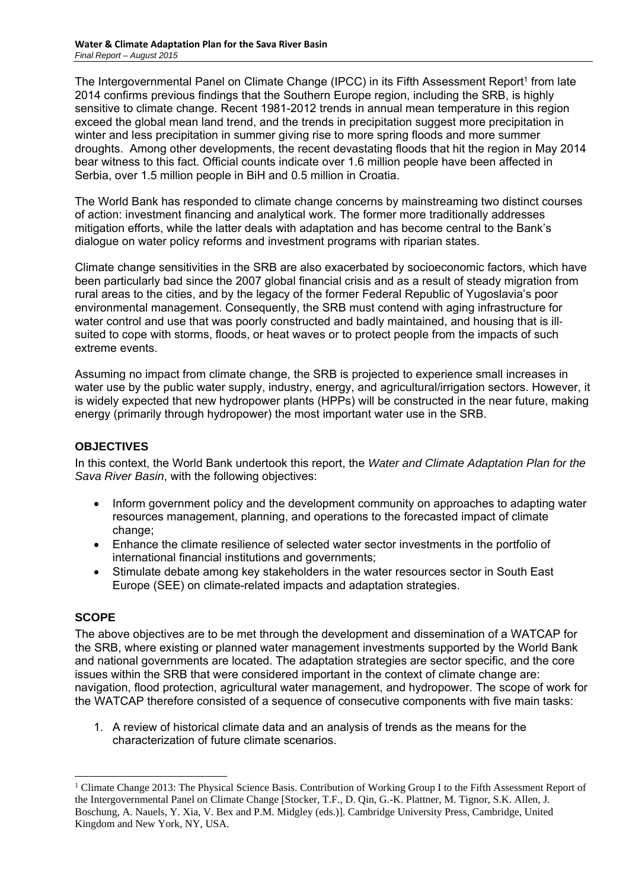The Intergovernmental Panel on Climate Change (IPCC) in its Fifth Assessment Report[1] from late 2014 confirms previous findings that the Southern Europe region, including the SRB, is highly sensitive to climate change. Recent 1981-2012 trends in annual mean temperature in this region exceed the global mean land trend, and the trends in precipitation suggest more precipitation in winter and less precipitation in summer giving rise to more spring floods and more summer droughts. Among other developments, the recent devastating floods that hit the region in May 2014 bear witness to this fact. Official counts indicate over 1.6 million people have been affected in Serbia, over 1.5 million people in BiH and 0.5 million in Croatia.

The World Bank has responded to climate change concerns by mainstreaming two distinct courses of action: investment financing and analytical work. The former more traditionally addresses mitigation efforts, while the latter deals with adaptation and has become central to the Bank's dialogue on water policy reforms and investment programs with riparian states.

Climate change sensitivities in the SRB are also exacerbated by socioeconomic factors, which have been particularly bad since the 2007 global financial crisis and as a result of steady migration from rural areas to the cities, and by the legacy of the former Federal Republic of Yugoslavia's poor environmental management. Consequently, the SRB must contend with aging infrastructure for water control and use that was poorly constructed and badly maintained, and housing that is ill-suited to cope with storms, floods, or heat waves or to protect people from the impacts of such extreme events.

Assuming no impact from climate change, the SRB is projected to experience small increases in water use by the public water supply, industry, energy, and agricultural/irrigation sectors. However, it is widely expected that new hydropower plants (HPPs) will be constructed in the near future, making energy (primarily through hydropower) the most important water use in the SRB.

## OBJECTIVES

In this context, the World Bank undertook this report, the *Water and Climate Adaptation Plan for the Sava River Basin*, with the following objectives:

- Inform government policy and the development community on approaches to adapting water resources management, planning, and operations to the forecasted impact of climate change;
- Enhance the climate resilience of selected water sector investments in the portfolio of international financial institutions and governments;
- Stimulate debate among key stakeholders in the water resources sector in South East Europe (SEE) on climate-related impacts and adaptation strategies.

## SCOPE

The above objectives are to be met through the development and dissemination of a WATCAP for the SRB, where existing or planned water management investments supported by the World Bank and national governments are located. The adaptation strategies are sector specific, and the core issues within the SRB that were considered important in the context of climate change are: navigation, flood protection, agricultural water management, and hydropower. The scope of work for the WATCAP therefore consisted of a sequence of consecutive components with five main tasks:

1. A review of historical climate data and an analysis of trends as the means for the characterization of future climate scenarios.

[1] Climate Change 2013: The Physical Science Basis. Contribution of Working Group I to the Fifth Assessment Report of the Intergovernmental Panel on Climate Change [Stocker, T.F., D. Qin, G.-K. Plattner, M. Tignor, S.K. Allen, J. Boschung, A. Nauels, Y. Xia, V. Bex and P.M. Midgley (eds.)]. Cambridge University Press, Cambridge, United Kingdom and New York, NY, USA.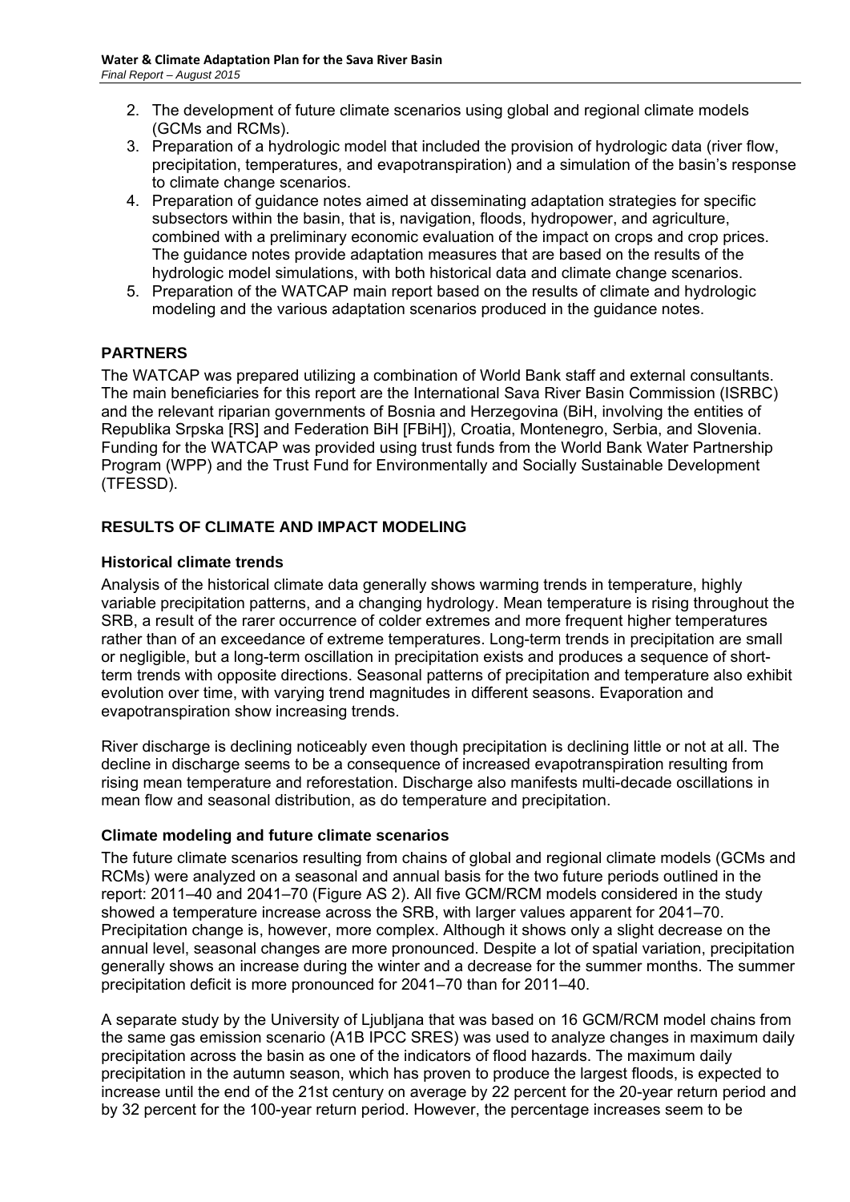2. The development of future climate scenarios using global and regional climate models (GCMs and RCMs).
3. Preparation of a hydrologic model that included the provision of hydrologic data (river flow, precipitation, temperatures, and evapotranspiration) and a simulation of the basin's response to climate change scenarios.
4. Preparation of guidance notes aimed at disseminating adaptation strategies for specific subsectors within the basin, that is, navigation, floods, hydropower, and agriculture, combined with a preliminary economic evaluation of the impact on crops and crop prices. The guidance notes provide adaptation measures that are based on the results of the hydrologic model simulations, with both historical data and climate change scenarios.
5. Preparation of the WATCAP main report based on the results of climate and hydrologic modeling and the various adaptation scenarios produced in the guidance notes.

## PARTNERS

The WATCAP was prepared utilizing a combination of World Bank staff and external consultants. The main beneficiaries for this report are the International Sava River Basin Commission (ISRBC) and the relevant riparian governments of Bosnia and Herzegovina (BiH, involving the entities of Republika Srpska [RS] and Federation BiH [FBiH]), Croatia, Montenegro, Serbia, and Slovenia. Funding for the WATCAP was provided using trust funds from the World Bank Water Partnership Program (WPP) and the Trust Fund for Environmentally and Socially Sustainable Development (TFESSD).

## RESULTS OF CLIMATE AND IMPACT MODELING

### Historical climate trends

Analysis of the historical climate data generally shows warming trends in temperature, highly variable precipitation patterns, and a changing hydrology. Mean temperature is rising throughout the SRB, a result of the rarer occurrence of colder extremes and more frequent higher temperatures rather than of an exceedance of extreme temperatures. Long-term trends in precipitation are small or negligible, but a long-term oscillation in precipitation exists and produces a sequence of short-term trends with opposite directions. Seasonal patterns of precipitation and temperature also exhibit evolution over time, with varying trend magnitudes in different seasons. Evaporation and evapotranspiration show increasing trends.

River discharge is declining noticeably even though precipitation is declining little or not at all. The decline in discharge seems to be a consequence of increased evapotranspiration resulting from rising mean temperature and reforestation. Discharge also manifests multi-decade oscillations in mean flow and seasonal distribution, as do temperature and precipitation.

### Climate modeling and future climate scenarios

The future climate scenarios resulting from chains of global and regional climate models (GCMs and RCMs) were analyzed on a seasonal and annual basis for the two future periods outlined in the report: 2011–40 and 2041–70 (Figure AS 2). All five GCM/RCM models considered in the study showed a temperature increase across the SRB, with larger values apparent for 2041–70. Precipitation change is, however, more complex. Although it shows only a slight decrease on the annual level, seasonal changes are more pronounced. Despite a lot of spatial variation, precipitation generally shows an increase during the winter and a decrease for the summer months. The summer precipitation deficit is more pronounced for 2041–70 than for 2011–40.

A separate study by the University of Ljubljana that was based on 16 GCM/RCM model chains from the same gas emission scenario (A1B IPCC SRES) was used to analyze changes in maximum daily precipitation across the basin as one of the indicators of flood hazards. The maximum daily precipitation in the autumn season, which has proven to produce the largest floods, is expected to increase until the end of the 21st century on average by 22 percent for the 20-year return period and by 32 percent for the 100-year return period. However, the percentage increases seem to be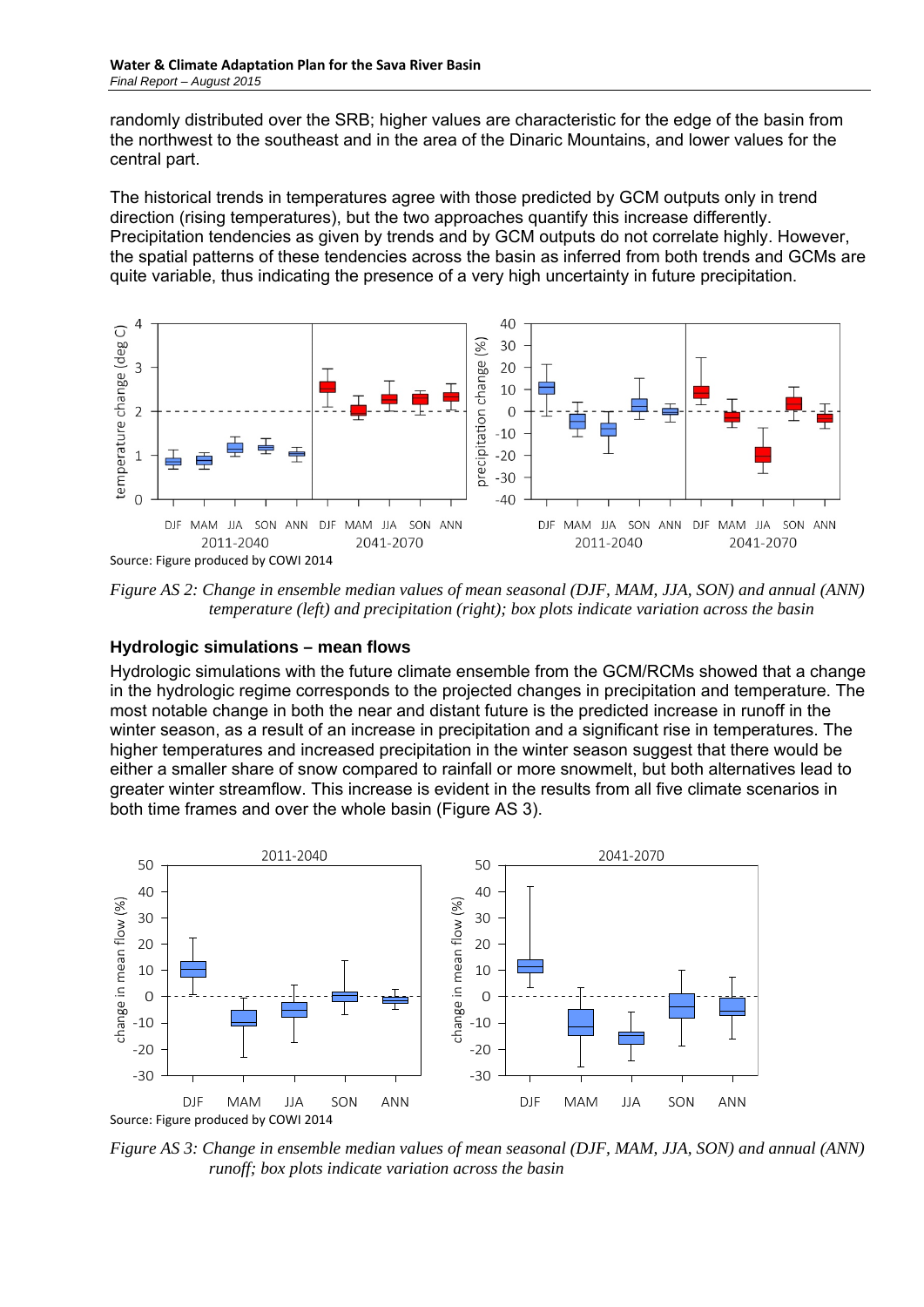randomly distributed over the SRB; higher values are characteristic for the edge of the basin from the northwest to the southeast and in the area of the Dinaric Mountains, and lower values for the central part.

The historical trends in temperatures agree with those predicted by GCM outputs only in trend direction (rising temperatures), but the two approaches quantify this increase differently. Precipitation tendencies as given by trends and by GCM outputs do not correlate highly. However, the spatial patterns of these tendencies across the basin as inferred from both trends and GCMs are quite variable, thus indicating the presence of a very high uncertainty in future precipitation.

Source: Figure produced by COWI 2014

*Figure AS 2: Change in ensemble median values of mean seasonal (DJF, MAM, JJA, SON) and annual (ANN) temperature (left) and precipitation (right); box plots indicate variation across the basin*

### Hydrologic simulations – mean flows

Hydrologic simulations with the future climate ensemble from the GCM/RCMs showed that a change in the hydrologic regime corresponds to the projected changes in precipitation and temperature. The most notable change in both the near and distant future is the predicted increase in runoff in the winter season, as a result of an increase in precipitation and a significant rise in temperatures. The higher temperatures and increased precipitation in the winter season suggest that there would be either a smaller share of snow compared to rainfall or more snowmelt, but both alternatives lead to greater winter streamflow. This increase is evident in the results from all five climate scenarios in both time frames and over the whole basin (Figure AS 3).

Source: Figure produced by COWI 2014

*Figure AS 3: Change in ensemble median values of mean seasonal (DJF, MAM, JJA, SON) and annual (ANN) runoff; box plots indicate variation across the basin*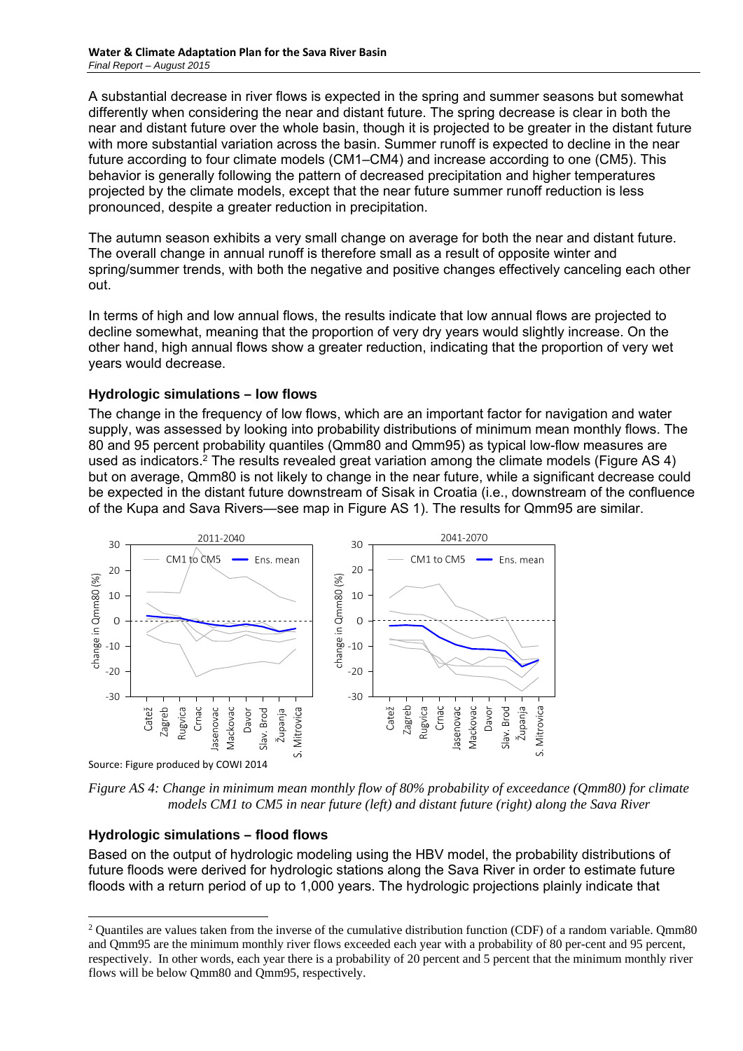A substantial decrease in river flows is expected in the spring and summer seasons but somewhat differently when considering the near and distant future. The spring decrease is clear in both the near and distant future over the whole basin, though it is projected to be greater in the distant future with more substantial variation across the basin. Summer runoff is expected to decline in the near future according to four climate models (CM1–CM4) and increase according to one (CM5). This behavior is generally following the pattern of decreased precipitation and higher temperatures projected by the climate models, except that the near future summer runoff reduction is less pronounced, despite a greater reduction in precipitation.

The autumn season exhibits a very small change on average for both the near and distant future. The overall change in annual runoff is therefore small as a result of opposite winter and spring/summer trends, with both the negative and positive changes effectively canceling each other out.

In terms of high and low annual flows, the results indicate that low annual flows are projected to decline somewhat, meaning that the proportion of very dry years would slightly increase. On the other hand, high annual flows show a greater reduction, indicating that the proportion of very wet years would decrease.

### Hydrologic simulations – low flows

The change in the frequency of low flows, which are an important factor for navigation and water supply, was assessed by looking into probability distributions of minimum mean monthly flows. The 80 and 95 percent probability quantiles (Qmm80 and Qmm95) as typical low-flow measures are used as indicators.[2] The results revealed great variation among the climate models (Figure AS 4) but on average, Qmm80 is not likely to change in the near future, while a significant decrease could be expected in the distant future downstream of Sisak in Croatia (i.e., downstream of the confluence of the Kupa and Sava Rivers—see map in Figure AS 1). The results for Qmm95 are similar.

Source: Figure produced by COWI 2014

*Figure AS 4: Change in minimum mean monthly flow of 80% probability of exceedance (Qmm80) for climate models CM1 to CM5 in near future (left) and distant future (right) along the Sava River*

### Hydrologic simulations – flood flows

Based on the output of hydrologic modeling using the HBV model, the probability distributions of future floods were derived for hydrologic stations along the Sava River in order to estimate future floods with a return period of up to 1,000 years. The hydrologic projections plainly indicate that

[2] Quantiles are values taken from the inverse of the cumulative distribution function (CDF) of a random variable. Qmm80 and Qmm95 are the minimum monthly river flows exceeded each year with a probability of 80 per-cent and 95 percent, respectively. In other words, each year there is a probability of 20 percent and 5 percent that the minimum monthly river flows will be below Qmm80 and Qmm95, respectively.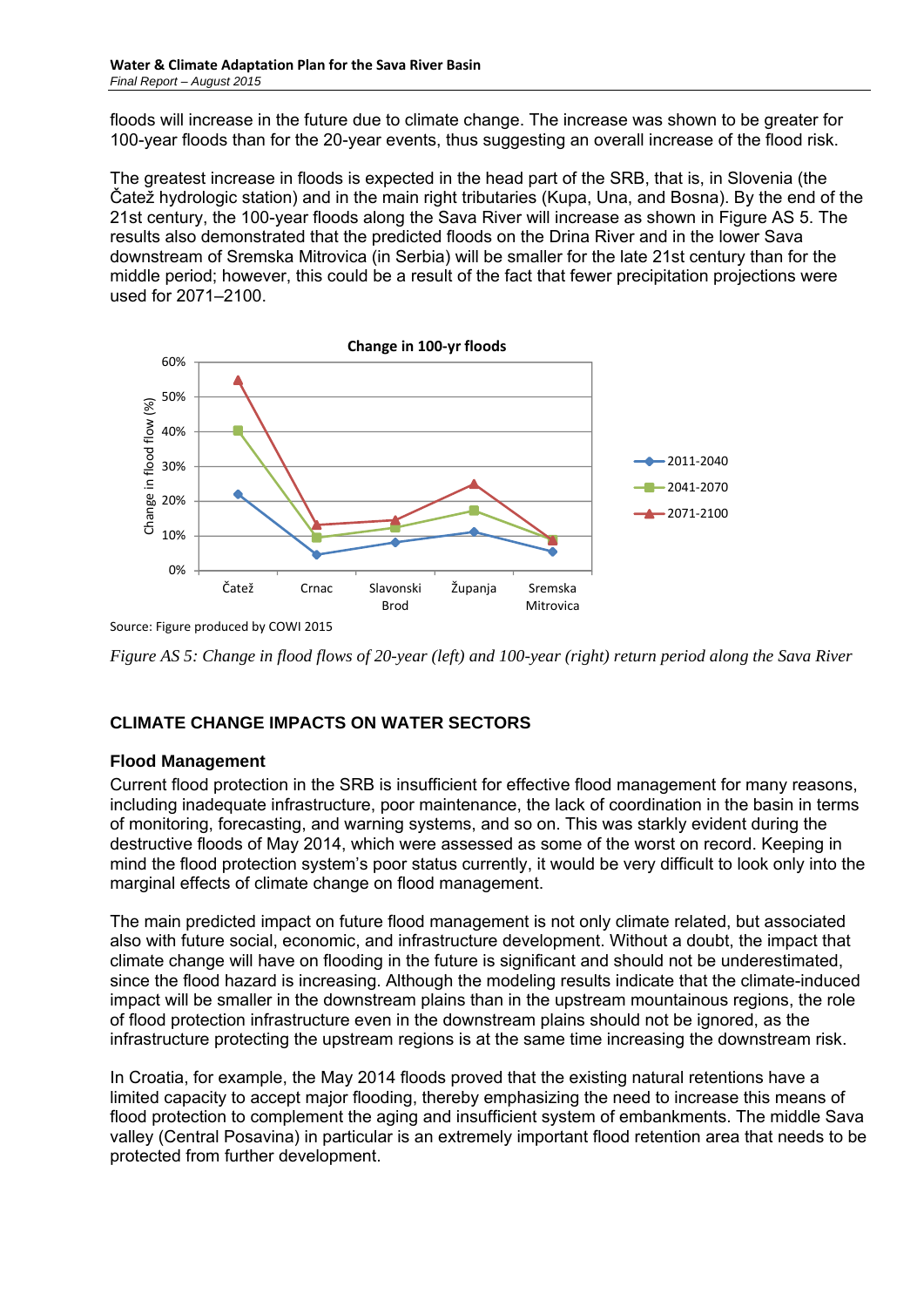floods will increase in the future due to climate change. The increase was shown to be greater for 100-year floods than for the 20-year events, thus suggesting an overall increase of the flood risk.

The greatest increase in floods is expected in the head part of the SRB, that is, in Slovenia (the Čatež hydrologic station) and in the main right tributaries (Kupa, Una, and Bosna). By the end of the 21st century, the 100-year floods along the Sava River will increase as shown in Figure AS 5. The results also demonstrated that the predicted floods on the Drina River and in the lower Sava downstream of Sremska Mitrovica (in Serbia) will be smaller for the late 21st century than for the middle period; however, this could be a result of the fact that fewer precipitation projections were used for 2071–2100.

Source: Figure produced by COWI 2015

*Figure AS 5: Change in flood flows of 20-year (left) and 100-year (right) return period along the Sava River*

## CLIMATE CHANGE IMPACTS ON WATER SECTORS

### Flood Management

Current flood protection in the SRB is insufficient for effective flood management for many reasons, including inadequate infrastructure, poor maintenance, the lack of coordination in the basin in terms of monitoring, forecasting, and warning systems, and so on. This was starkly evident during the destructive floods of May 2014, which were assessed as some of the worst on record. Keeping in mind the flood protection system's poor status currently, it would be very difficult to look only into the marginal effects of climate change on flood management.

The main predicted impact on future flood management is not only climate related, but associated also with future social, economic, and infrastructure development. Without a doubt, the impact that climate change will have on flooding in the future is significant and should not be underestimated, since the flood hazard is increasing. Although the modeling results indicate that the climate-induced impact will be smaller in the downstream plains than in the upstream mountainous regions, the role of flood protection infrastructure even in the downstream plains should not be ignored, as the infrastructure protecting the upstream regions is at the same time increasing the downstream risk.

In Croatia, for example, the May 2014 floods proved that the existing natural retentions have a limited capacity to accept major flooding, thereby emphasizing the need to increase this means of flood protection to complement the aging and insufficient system of embankments. The middle Sava valley (Central Posavina) in particular is an extremely important flood retention area that needs to be protected from further development.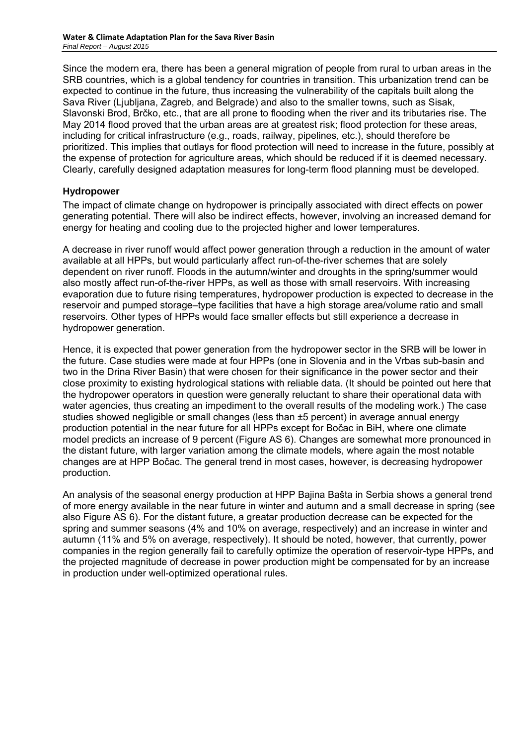Since the modern era, there has been a general migration of people from rural to urban areas in the SRB countries, which is a global tendency for countries in transition. This urbanization trend can be expected to continue in the future, thus increasing the vulnerability of the capitals built along the Sava River (Ljubljana, Zagreb, and Belgrade) and also to the smaller towns, such as Sisak, Slavonski Brod, Brčko, etc., that are all prone to flooding when the river and its tributaries rise. The May 2014 flood proved that the urban areas are at greatest risk; flood protection for these areas, including for critical infrastructure (e.g., roads, railway, pipelines, etc.), should therefore be prioritized. This implies that outlays for flood protection will need to increase in the future, possibly at the expense of protection for agriculture areas, which should be reduced if it is deemed necessary. Clearly, carefully designed adaptation measures for long-term flood planning must be developed.

### Hydropower

The impact of climate change on hydropower is principally associated with direct effects on power generating potential. There will also be indirect effects, however, involving an increased demand for energy for heating and cooling due to the projected higher and lower temperatures.

A decrease in river runoff would affect power generation through a reduction in the amount of water available at all HPPs, but would particularly affect run-of-the-river schemes that are solely dependent on river runoff. Floods in the autumn/winter and droughts in the spring/summer would also mostly affect run-of-the-river HPPs, as well as those with small reservoirs. With increasing evaporation due to future rising temperatures, hydropower production is expected to decrease in the reservoir and pumped storage–type facilities that have a high storage area/volume ratio and small reservoirs. Other types of HPPs would face smaller effects but still experience a decrease in hydropower generation.

Hence, it is expected that power generation from the hydropower sector in the SRB will be lower in the future. Case studies were made at four HPPs (one in Slovenia and in the Vrbas sub-basin and two in the Drina River Basin) that were chosen for their significance in the power sector and their close proximity to existing hydrological stations with reliable data. (It should be pointed out here that the hydropower operators in question were generally reluctant to share their operational data with water agencies, thus creating an impediment to the overall results of the modeling work.) The case studies showed negligible or small changes (less than ±5 percent) in average annual energy production potential in the near future for all HPPs except for Bočac in BiH, where one climate model predicts an increase of 9 percent (Figure AS 6). Changes are somewhat more pronounced in the distant future, with larger variation among the climate models, where again the most notable changes are at HPP Bočac. The general trend in most cases, however, is decreasing hydropower production.

An analysis of the seasonal energy production at HPP Bajina Bašta in Serbia shows a general trend of more energy available in the near future in winter and autumn and a small decrease in spring (see also Figure AS 6). For the distant future, a greatar production decrease can be expected for the spring and summer seasons (4% and 10% on average, respectively) and an increase in winter and autumn (11% and 5% on average, respectively). It should be noted, however, that currently, power companies in the region generally fail to carefully optimize the operation of reservoir-type HPPs, and the projected magnitude of decrease in power production might be compensated for by an increase in production under well-optimized operational rules.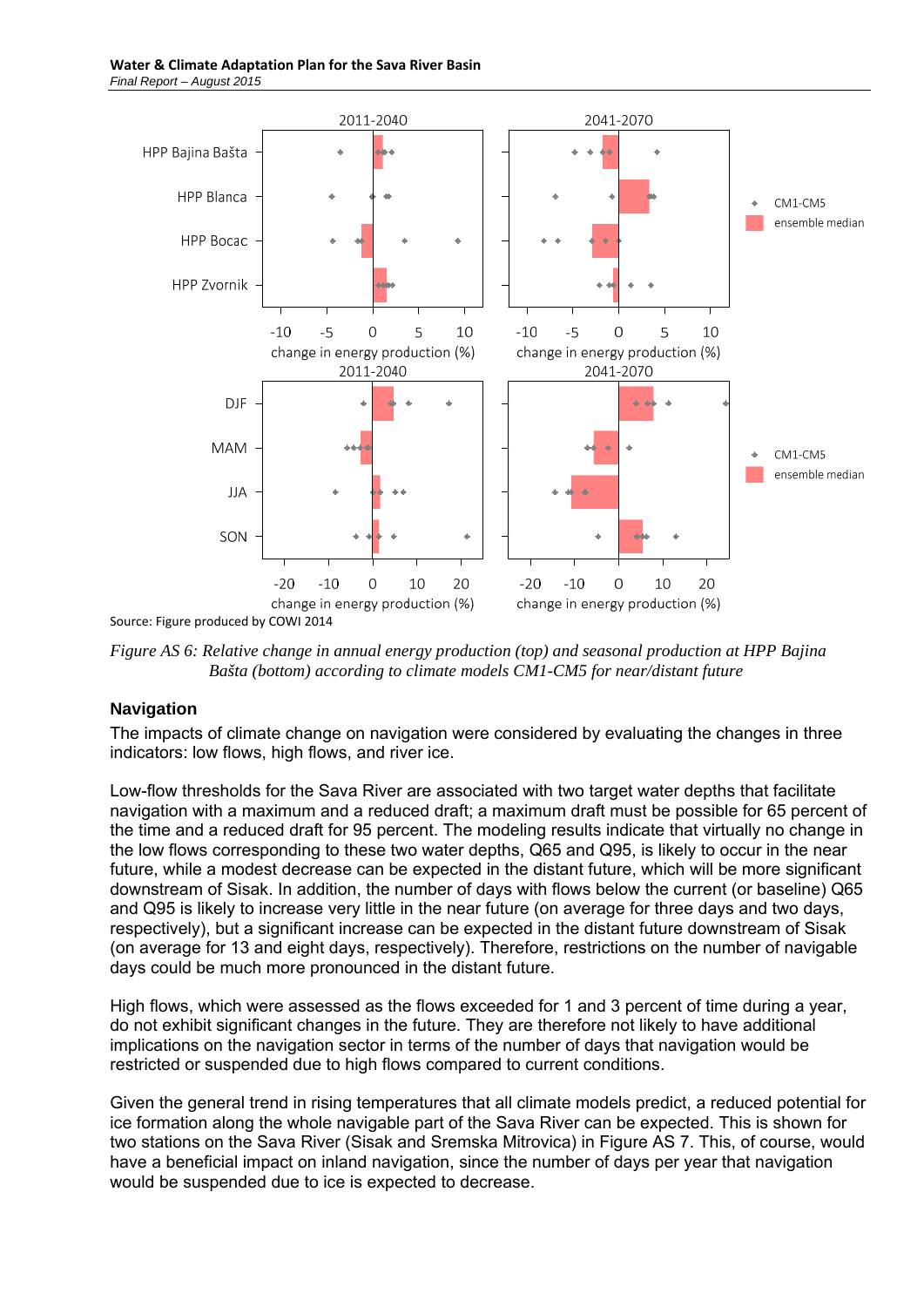Source: Figure produced by COWI 2014

*Figure AS 6: Relative change in annual energy production (top) and seasonal production at HPP Bajina Bašta (bottom) according to climate models CM1-CM5 for near/distant future*

### Navigation

The impacts of climate change on navigation were considered by evaluating the changes in three indicators: low flows, high flows, and river ice.

Low-flow thresholds for the Sava River are associated with two target water depths that facilitate navigation with a maximum and a reduced draft; a maximum draft must be possible for 65 percent of the time and a reduced draft for 95 percent. The modeling results indicate that virtually no change in the low flows corresponding to these two water depths, Q65 and Q95, is likely to occur in the near future, while a modest decrease can be expected in the distant future, which will be more significant downstream of Sisak. In addition, the number of days with flows below the current (or baseline) Q65 and Q95 is likely to increase very little in the near future (on average for three days and two days, respectively), but a significant increase can be expected in the distant future downstream of Sisak (on average for 13 and eight days, respectively). Therefore, restrictions on the number of navigable days could be much more pronounced in the distant future.

High flows, which were assessed as the flows exceeded for 1 and 3 percent of time during a year, do not exhibit significant changes in the future. They are therefore not likely to have additional implications on the navigation sector in terms of the number of days that navigation would be restricted or suspended due to high flows compared to current conditions.

Given the general trend in rising temperatures that all climate models predict, a reduced potential for ice formation along the whole navigable part of the Sava River can be expected. This is shown for two stations on the Sava River (Sisak and Sremska Mitrovica) in Figure AS 7. This, of course, would have a beneficial impact on inland navigation, since the number of days per year that navigation would be suspended due to ice is expected to decrease.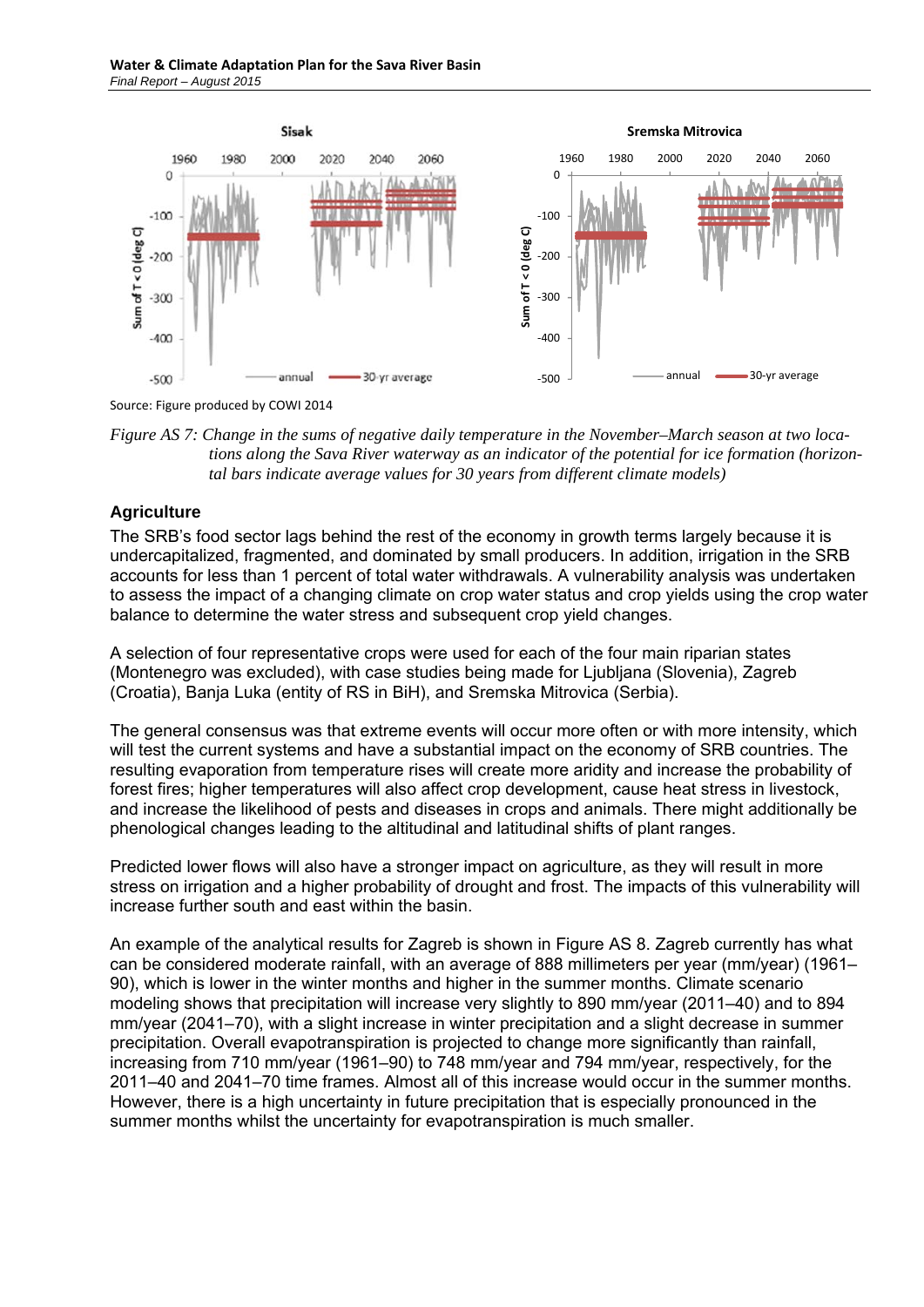Source: Figure produced by COWI 2014

*Figure AS 7: Change in the sums of negative daily temperature in the November–March season at two locations along the Sava River waterway as an indicator of the potential for ice formation (horizontal bars indicate average values for 30 years from different climate models)*

## Agriculture

The SRB's food sector lags behind the rest of the economy in growth terms largely because it is undercapitalized, fragmented, and dominated by small producers. In addition, irrigation in the SRB accounts for less than 1 percent of total water withdrawals. A vulnerability analysis was undertaken to assess the impact of a changing climate on crop water status and crop yields using the crop water balance to determine the water stress and subsequent crop yield changes.

A selection of four representative crops were used for each of the four main riparian states (Montenegro was excluded), with case studies being made for Ljubljana (Slovenia), Zagreb (Croatia), Banja Luka (entity of RS in BiH), and Sremska Mitrovica (Serbia).

The general consensus was that extreme events will occur more often or with more intensity, which will test the current systems and have a substantial impact on the economy of SRB countries. The resulting evaporation from temperature rises will create more aridity and increase the probability of forest fires; higher temperatures will also affect crop development, cause heat stress in livestock, and increase the likelihood of pests and diseases in crops and animals. There might additionally be phenological changes leading to the altitudinal and latitudinal shifts of plant ranges.

Predicted lower flows will also have a stronger impact on agriculture, as they will result in more stress on irrigation and a higher probability of drought and frost. The impacts of this vulnerability will increase further south and east within the basin.

An example of the analytical results for Zagreb is shown in Figure AS 8. Zagreb currently has what can be considered moderate rainfall, with an average of 888 millimeters per year (mm/year) (1961–90), which is lower in the winter months and higher in the summer months. Climate scenario modeling shows that precipitation will increase very slightly to 890 mm/year (2011–40) and to 894 mm/year (2041–70), with a slight increase in winter precipitation and a slight decrease in summer precipitation. Overall evapotranspiration is projected to change more significantly than rainfall, increasing from 710 mm/year (1961–90) to 748 mm/year and 794 mm/year, respectively, for the 2011–40 and 2041–70 time frames. Almost all of this increase would occur in the summer months. However, there is a high uncertainty in future precipitation that is especially pronounced in the summer months whilst the uncertainty for evapotranspiration is much smaller.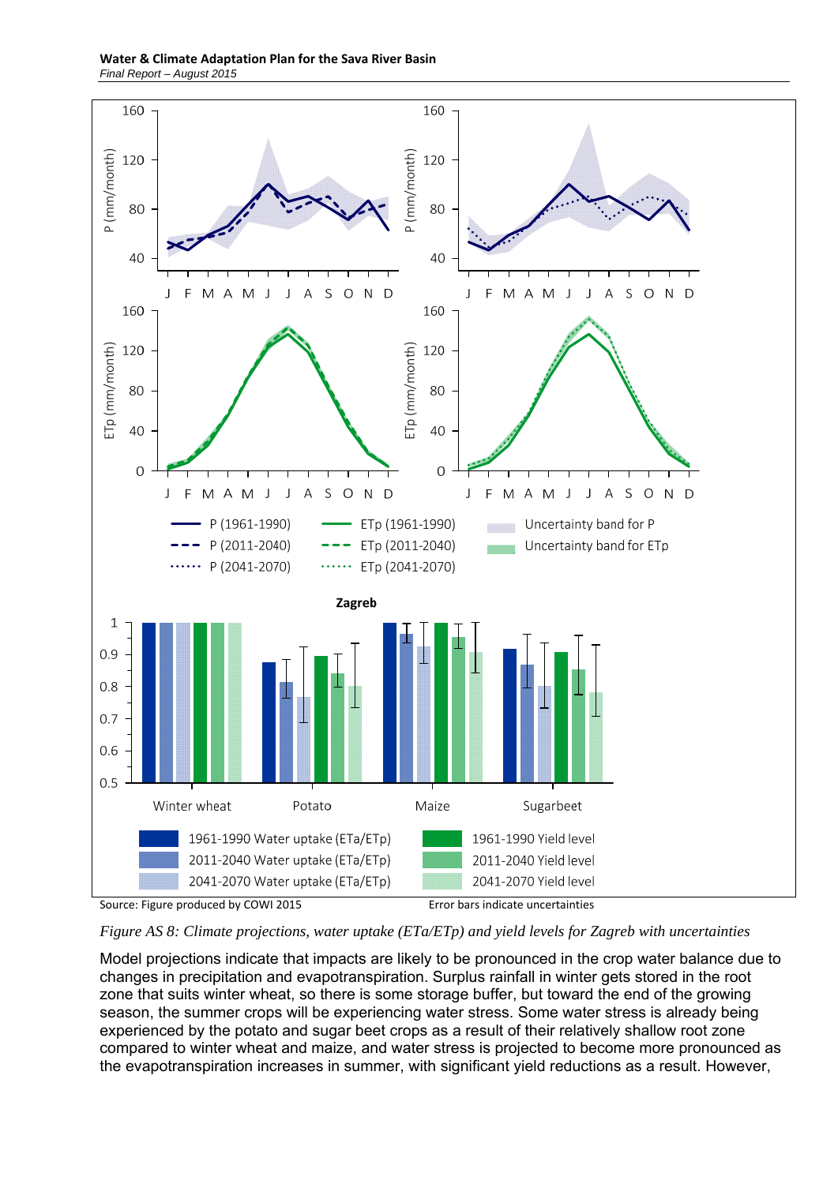Source: Figure produced by COWI 2015

Error bars indicate uncertainties

*Figure AS 8: Climate projections, water uptake (ETa/ETp) and yield levels for Zagreb with uncertainties*

Model projections indicate that impacts are likely to be pronounced in the crop water balance due to changes in precipitation and evapotranspiration. Surplus rainfall in winter gets stored in the root zone that suits winter wheat, so there is some storage buffer, but toward the end of the growing season, the summer crops will be experiencing water stress. Some water stress is already being experienced by the potato and sugar beet crops as a result of their relatively shallow root zone compared to winter wheat and maize, and water stress is projected to become more pronounced as the evapotranspiration increases in summer, with significant yield reductions as a result. However,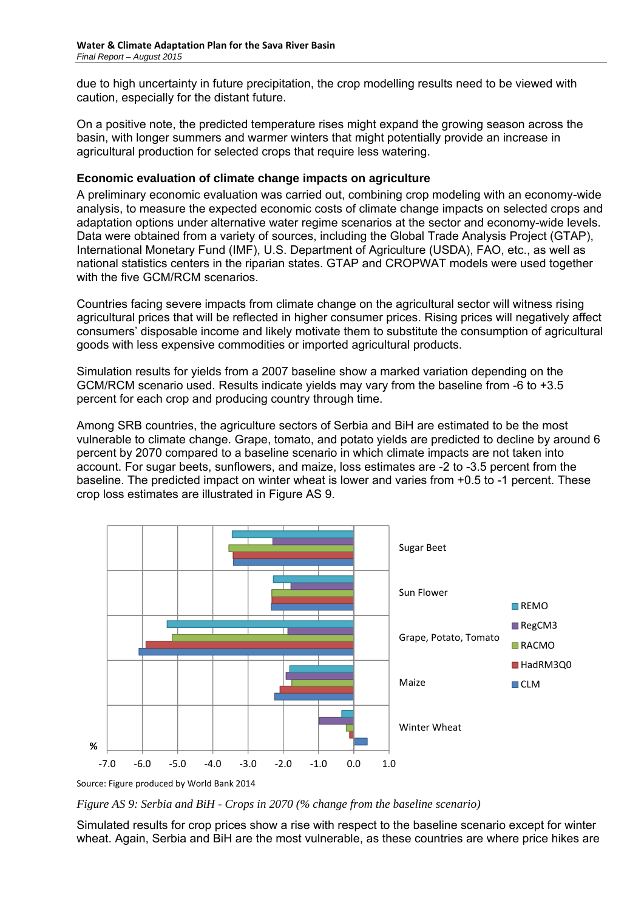due to high uncertainty in future precipitation, the crop modelling results need to be viewed with caution, especially for the distant future.

On a positive note, the predicted temperature rises might expand the growing season across the basin, with longer summers and warmer winters that might potentially provide an increase in agricultural production for selected crops that require less watering.

### Economic evaluation of climate change impacts on agriculture

A preliminary economic evaluation was carried out, combining crop modeling with an economy-wide analysis, to measure the expected economic costs of climate change impacts on selected crops and adaptation options under alternative water regime scenarios at the sector and economy-wide levels. Data were obtained from a variety of sources, including the Global Trade Analysis Project (GTAP), International Monetary Fund (IMF), U.S. Department of Agriculture (USDA), FAO, etc., as well as national statistics centers in the riparian states. GTAP and CROPWAT models were used together with the five GCM/RCM scenarios.

Countries facing severe impacts from climate change on the agricultural sector will witness rising agricultural prices that will be reflected in higher consumer prices. Rising prices will negatively affect consumers' disposable income and likely motivate them to substitute the consumption of agricultural goods with less expensive commodities or imported agricultural products.

Simulation results for yields from a 2007 baseline show a marked variation depending on the GCM/RCM scenario used. Results indicate yields may vary from the baseline from -6 to +3.5 percent for each crop and producing country through time.

Among SRB countries, the agriculture sectors of Serbia and BiH are estimated to be the most vulnerable to climate change. Grape, tomato, and potato yields are predicted to decline by around 6 percent by 2070 compared to a baseline scenario in which climate impacts are not taken into account. For sugar beets, sunflowers, and maize, loss estimates are -2 to -3.5 percent from the baseline. The predicted impact on winter wheat is lower and varies from +0.5 to -1 percent. These crop loss estimates are illustrated in Figure AS 9.

Source: Figure produced by World Bank 2014

*Figure AS 9: Serbia and BiH - Crops in 2070 (% change from the baseline scenario)*

Simulated results for crop prices show a rise with respect to the baseline scenario except for winter wheat. Again, Serbia and BiH are the most vulnerable, as these countries are where price hikes are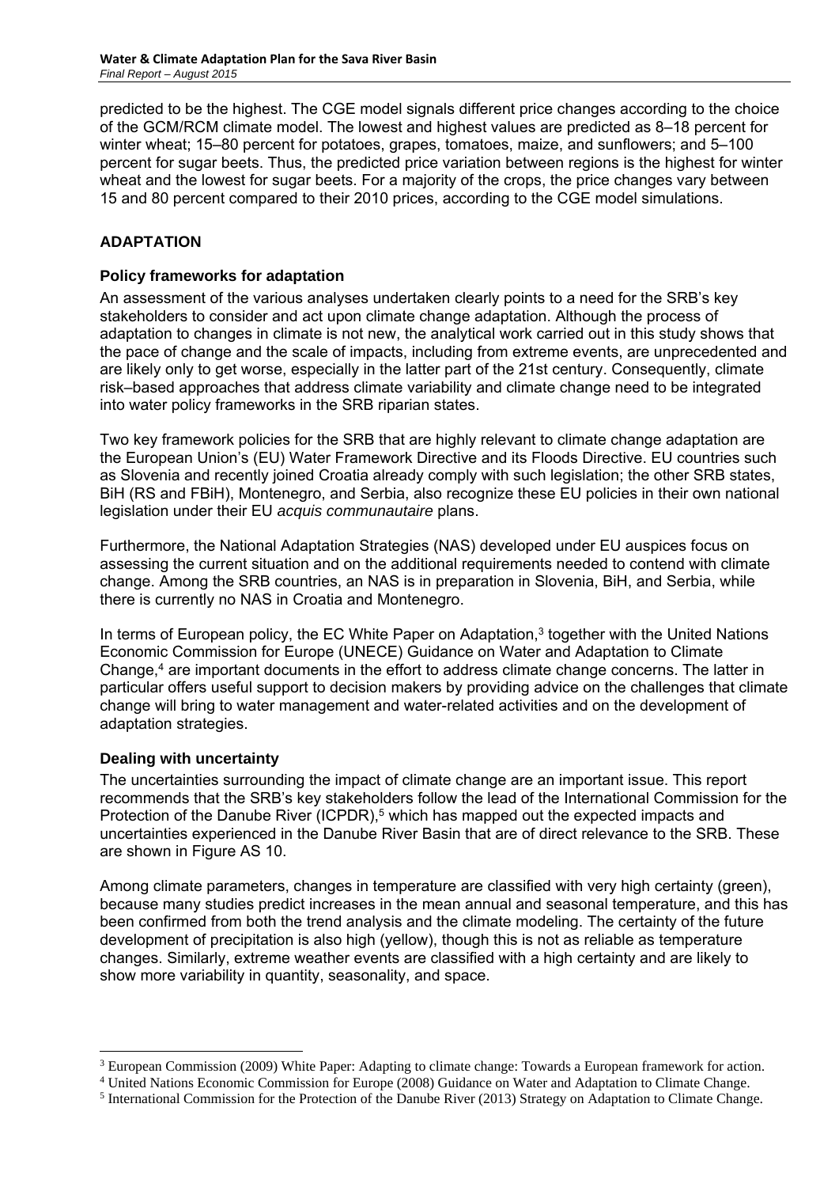predicted to be the highest. The CGE model signals different price changes according to the choice of the GCM/RCM climate model. The lowest and highest values are predicted as 8–18 percent for winter wheat; 15–80 percent for potatoes, grapes, tomatoes, maize, and sunflowers; and 5–100 percent for sugar beets. Thus, the predicted price variation between regions is the highest for winter wheat and the lowest for sugar beets. For a majority of the crops, the price changes vary between 15 and 80 percent compared to their 2010 prices, according to the CGE model simulations.

## ADAPTATION

### Policy frameworks for adaptation

An assessment of the various analyses undertaken clearly points to a need for the SRB's key stakeholders to consider and act upon climate change adaptation. Although the process of adaptation to changes in climate is not new, the analytical work carried out in this study shows that the pace of change and the scale of impacts, including from extreme events, are unprecedented and are likely only to get worse, especially in the latter part of the 21st century. Consequently, climate risk–based approaches that address climate variability and climate change need to be integrated into water policy frameworks in the SRB riparian states.

Two key framework policies for the SRB that are highly relevant to climate change adaptation are the European Union's (EU) Water Framework Directive and its Floods Directive. EU countries such as Slovenia and recently joined Croatia already comply with such legislation; the other SRB states, BiH (RS and FBiH), Montenegro, and Serbia, also recognize these EU policies in their own national legislation under their EU *acquis communautaire* plans.

Furthermore, the National Adaptation Strategies (NAS) developed under EU auspices focus on assessing the current situation and on the additional requirements needed to contend with climate change. Among the SRB countries, an NAS is in preparation in Slovenia, BiH, and Serbia, while there is currently no NAS in Croatia and Montenegro.

In terms of European policy, the EC White Paper on Adaptation,[3] together with the United Nations Economic Commission for Europe (UNECE) Guidance on Water and Adaptation to Climate Change,[4] are important documents in the effort to address climate change concerns. The latter in particular offers useful support to decision makers by providing advice on the challenges that climate change will bring to water management and water-related activities and on the development of adaptation strategies.

### Dealing with uncertainty

The uncertainties surrounding the impact of climate change are an important issue. This report recommends that the SRB's key stakeholders follow the lead of the International Commission for the Protection of the Danube River (ICPDR),[5] which has mapped out the expected impacts and uncertainties experienced in the Danube River Basin that are of direct relevance to the SRB. These are shown in Figure AS 10.

Among climate parameters, changes in temperature are classified with very high certainty (green), because many studies predict increases in the mean annual and seasonal temperature, and this has been confirmed from both the trend analysis and the climate modeling. The certainty of the future development of precipitation is also high (yellow), though this is not as reliable as temperature changes. Similarly, extreme weather events are classified with a high certainty and are likely to show more variability in quantity, seasonality, and space.

---

[3] European Commission (2009) White Paper: Adapting to climate change: Towards a European framework for action.

[4] United Nations Economic Commission for Europe (2008) Guidance on Water and Adaptation to Climate Change.

[5] International Commission for the Protection of the Danube River (2013) Strategy on Adaptation to Climate Change.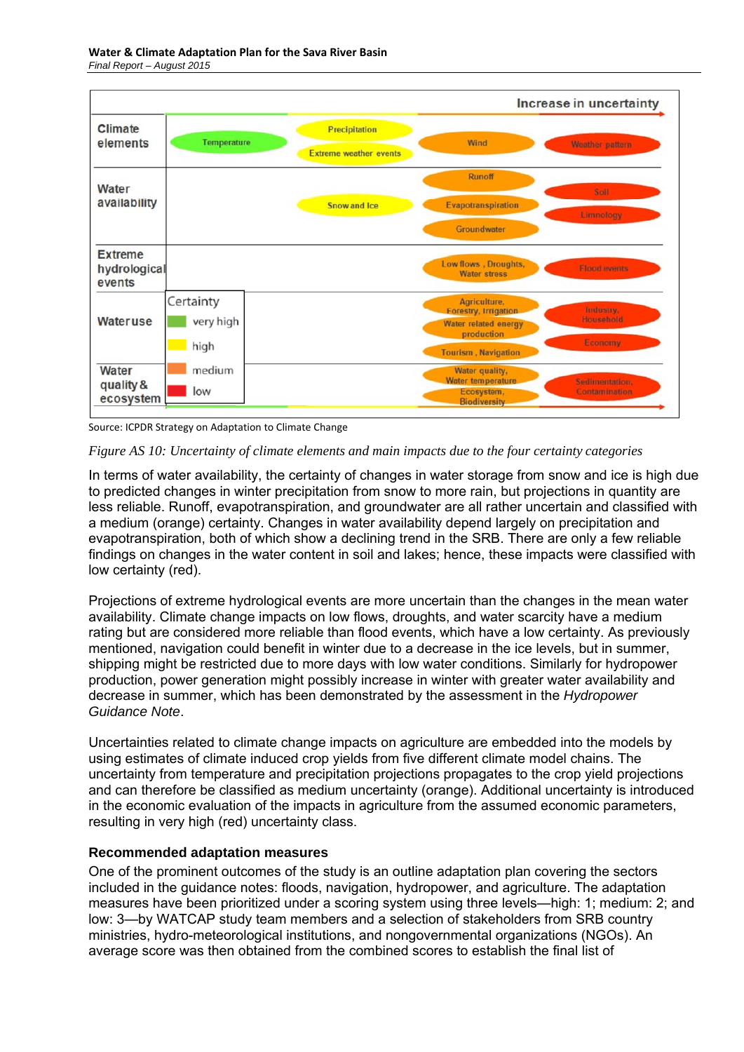| | Increase in uncertainty → | | | |
|---|---|---|---|---|
| **Climate elements** | Temperature | Precipitation; Extreme weather events | Wind | Weather pattern |
| **Water availability** | | Snow and Ice | Runoff; Evapotranspiration; Groundwater | Soil; Limnology |
| **Extreme hydrological events** | | | Low flows, Droughts, Water stress | Flood events |
| **Water use** | | | Agriculture, Forestry, Irrigation; Water related energy production; Tourism, Navigation | Industry, Household; Economy |
| **Water quality & ecosystem** | | | Water quality, Water temperature; Ecosystem, Biodiversity | Sedimentation, Contamination |

Certainty: very high (green), high (yellow), medium (orange), low (red)

Source: ICPDR Strategy on Adaptation to Climate Change

*Figure AS 10: Uncertainty of climate elements and main impacts due to the four certainty categories*

In terms of water availability, the certainty of changes in water storage from snow and ice is high due to predicted changes in winter precipitation from snow to more rain, but projections in quantity are less reliable. Runoff, evapotranspiration, and groundwater are all rather uncertain and classified with a medium (orange) certainty. Changes in water availability depend largely on precipitation and evapotranspiration, both of which show a declining trend in the SRB. There are only a few reliable findings on changes in the water content in soil and lakes; hence, these impacts were classified with low certainty (red).

Projections of extreme hydrological events are more uncertain than the changes in the mean water availability. Climate change impacts on low flows, droughts, and water scarcity have a medium rating but are considered more reliable than flood events, which have a low certainty. As previously mentioned, navigation could benefit in winter due to a decrease in the ice levels, but in summer, shipping might be restricted due to more days with low water conditions. Similarly for hydropower production, power generation might possibly increase in winter with greater water availability and decrease in summer, which has been demonstrated by the assessment in the *Hydropower Guidance Note*.

Uncertainties related to climate change impacts on agriculture are embedded into the models by using estimates of climate induced crop yields from five different climate model chains. The uncertainty from temperature and precipitation projections propagates to the crop yield projections and can therefore be classified as medium uncertainty (orange). Additional uncertainty is introduced in the economic evaluation of the impacts in agriculture from the assumed economic parameters, resulting in very high (red) uncertainty class.

### Recommended adaptation measures

One of the prominent outcomes of the study is an outline adaptation plan covering the sectors included in the guidance notes: floods, navigation, hydropower, and agriculture. The adaptation measures have been prioritized under a scoring system using three levels—high: 1; medium: 2; and low: 3—by WATCAP study team members and a selection of stakeholders from SRB country ministries, hydro-meteorological institutions, and nongovernmental organizations (NGOs). An average score was then obtained from the combined scores to establish the final list of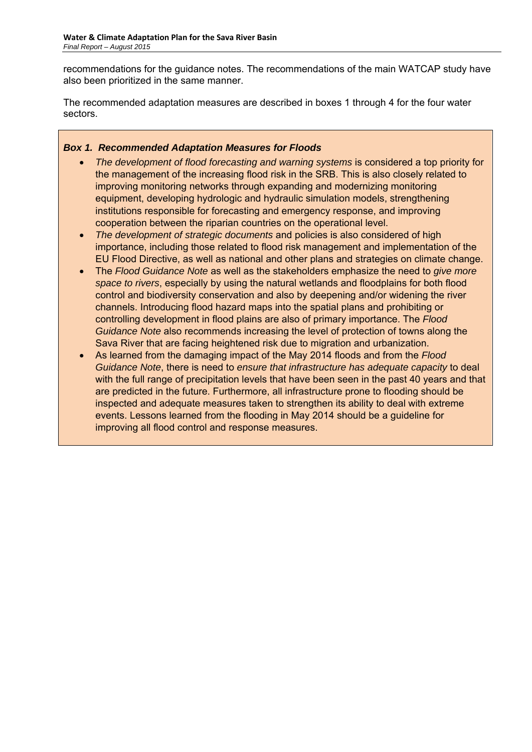recommendations for the guidance notes. The recommendations of the main WATCAP study have also been prioritized in the same manner.

The recommended adaptation measures are described in boxes 1 through 4 for the four water sectors.

***Box 1. Recommended Adaptation Measures for Floods***

- *The development of flood forecasting and warning systems* is considered a top priority for the management of the increasing flood risk in the SRB. This is also closely related to improving monitoring networks through expanding and modernizing monitoring equipment, developing hydrologic and hydraulic simulation models, strengthening institutions responsible for forecasting and emergency response, and improving cooperation between the riparian countries on the operational level.
- *The development of strategic documents* and policies is also considered of high importance, including those related to flood risk management and implementation of the EU Flood Directive, as well as national and other plans and strategies on climate change.
- The *Flood Guidance Note* as well as the stakeholders emphasize the need to *give more space to rivers*, especially by using the natural wetlands and floodplains for both flood control and biodiversity conservation and also by deepening and/or widening the river channels. Introducing flood hazard maps into the spatial plans and prohibiting or controlling development in flood plains are also of primary importance. The *Flood Guidance Note* also recommends increasing the level of protection of towns along the Sava River that are facing heightened risk due to migration and urbanization.
- As learned from the damaging impact of the May 2014 floods and from the *Flood Guidance Note*, there is need to *ensure that infrastructure has adequate capacity* to deal with the full range of precipitation levels that have been seen in the past 40 years and that are predicted in the future. Furthermore, all infrastructure prone to flooding should be inspected and adequate measures taken to strengthen its ability to deal with extreme events. Lessons learned from the flooding in May 2014 should be a guideline for improving all flood control and response measures.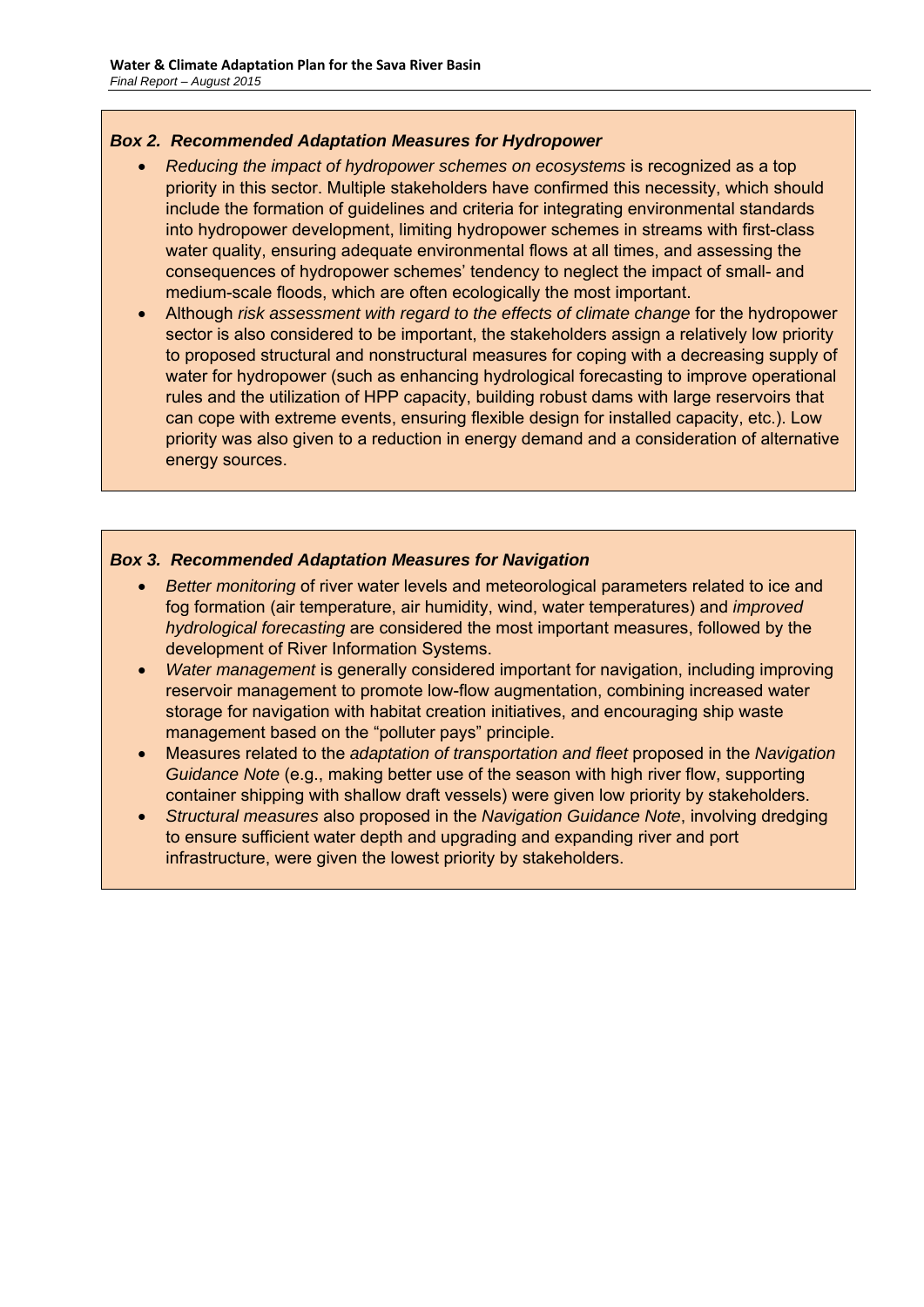***Box 2. Recommended Adaptation Measures for Hydropower***

- *Reducing the impact of hydropower schemes on ecosystems* is recognized as a top priority in this sector. Multiple stakeholders have confirmed this necessity, which should include the formation of guidelines and criteria for integrating environmental standards into hydropower development, limiting hydropower schemes in streams with first-class water quality, ensuring adequate environmental flows at all times, and assessing the consequences of hydropower schemes' tendency to neglect the impact of small- and medium-scale floods, which are often ecologically the most important.
- Although *risk assessment with regard to the effects of climate change* for the hydropower sector is also considered to be important, the stakeholders assign a relatively low priority to proposed structural and nonstructural measures for coping with a decreasing supply of water for hydropower (such as enhancing hydrological forecasting to improve operational rules and the utilization of HPP capacity, building robust dams with large reservoirs that can cope with extreme events, ensuring flexible design for installed capacity, etc.). Low priority was also given to a reduction in energy demand and a consideration of alternative energy sources.

***Box 3. Recommended Adaptation Measures for Navigation***

- *Better monitoring* of river water levels and meteorological parameters related to ice and fog formation (air temperature, air humidity, wind, water temperatures) and *improved hydrological forecasting* are considered the most important measures, followed by the development of River Information Systems.
- *Water management* is generally considered important for navigation, including improving reservoir management to promote low-flow augmentation, combining increased water storage for navigation with habitat creation initiatives, and encouraging ship waste management based on the "polluter pays" principle.
- Measures related to the *adaptation of transportation and fleet* proposed in the *Navigation Guidance Note* (e.g., making better use of the season with high river flow, supporting container shipping with shallow draft vessels) were given low priority by stakeholders.
- *Structural measures* also proposed in the *Navigation Guidance Note*, involving dredging to ensure sufficient water depth and upgrading and expanding river and port infrastructure, were given the lowest priority by stakeholders.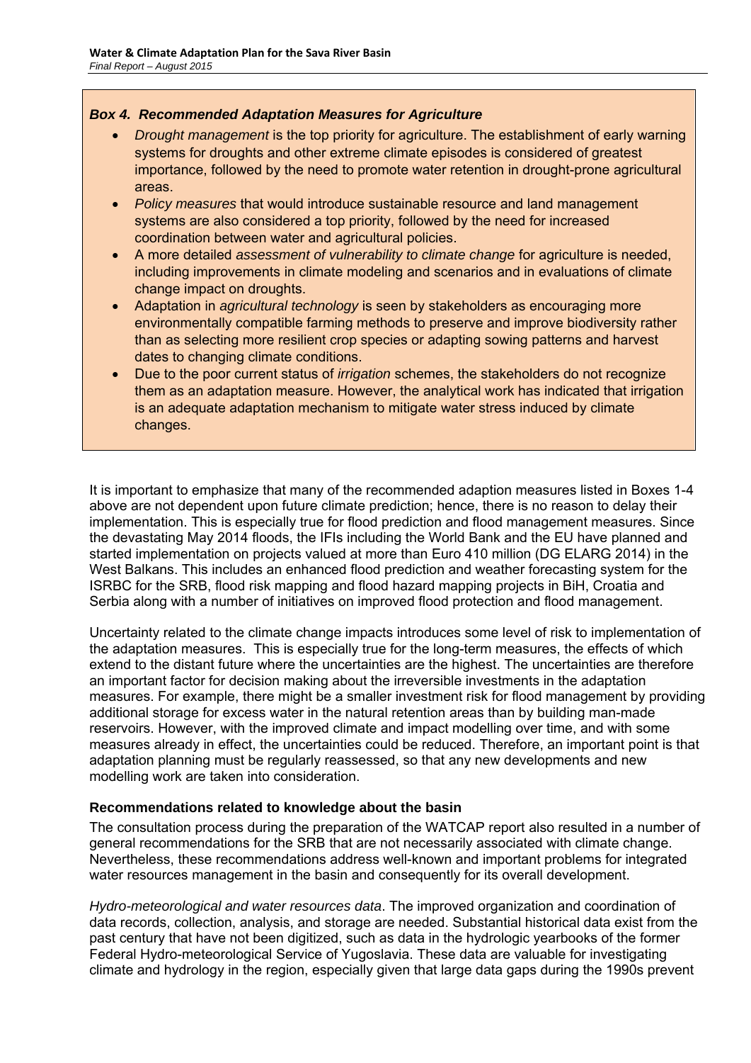***Box 4. Recommended Adaptation Measures for Agriculture***

- *Drought management* is the top priority for agriculture. The establishment of early warning systems for droughts and other extreme climate episodes is considered of greatest importance, followed by the need to promote water retention in drought-prone agricultural areas.
- *Policy measures* that would introduce sustainable resource and land management systems are also considered a top priority, followed by the need for increased coordination between water and agricultural policies.
- A more detailed *assessment of vulnerability to climate change* for agriculture is needed, including improvements in climate modeling and scenarios and in evaluations of climate change impact on droughts.
- Adaptation in *agricultural technology* is seen by stakeholders as encouraging more environmentally compatible farming methods to preserve and improve biodiversity rather than as selecting more resilient crop species or adapting sowing patterns and harvest dates to changing climate conditions.
- Due to the poor current status of *irrigation* schemes, the stakeholders do not recognize them as an adaptation measure. However, the analytical work has indicated that irrigation is an adequate adaptation mechanism to mitigate water stress induced by climate changes.

It is important to emphasize that many of the recommended adaption measures listed in Boxes 1-4 above are not dependent upon future climate prediction; hence, there is no reason to delay their implementation. This is especially true for flood prediction and flood management measures. Since the devastating May 2014 floods, the IFIs including the World Bank and the EU have planned and started implementation on projects valued at more than Euro 410 million (DG ELARG 2014) in the West Balkans. This includes an enhanced flood prediction and weather forecasting system for the ISRBC for the SRB, flood risk mapping and flood hazard mapping projects in BiH, Croatia and Serbia along with a number of initiatives on improved flood protection and flood management.

Uncertainty related to the climate change impacts introduces some level of risk to implementation of the adaptation measures. This is especially true for the long-term measures, the effects of which extend to the distant future where the uncertainties are the highest. The uncertainties are therefore an important factor for decision making about the irreversible investments in the adaptation measures. For example, there might be a smaller investment risk for flood management by providing additional storage for excess water in the natural retention areas than by building man-made reservoirs. However, with the improved climate and impact modelling over time, and with some measures already in effect, the uncertainties could be reduced. Therefore, an important point is that adaptation planning must be regularly reassessed, so that any new developments and new modelling work are taken into consideration.

**Recommendations related to knowledge about the basin**

The consultation process during the preparation of the WATCAP report also resulted in a number of general recommendations for the SRB that are not necessarily associated with climate change. Nevertheless, these recommendations address well-known and important problems for integrated water resources management in the basin and consequently for its overall development.

*Hydro-meteorological and water resources data*. The improved organization and coordination of data records, collection, analysis, and storage are needed. Substantial historical data exist from the past century that have not been digitized, such as data in the hydrologic yearbooks of the former Federal Hydro-meteorological Service of Yugoslavia. These data are valuable for investigating climate and hydrology in the region, especially given that large data gaps during the 1990s prevent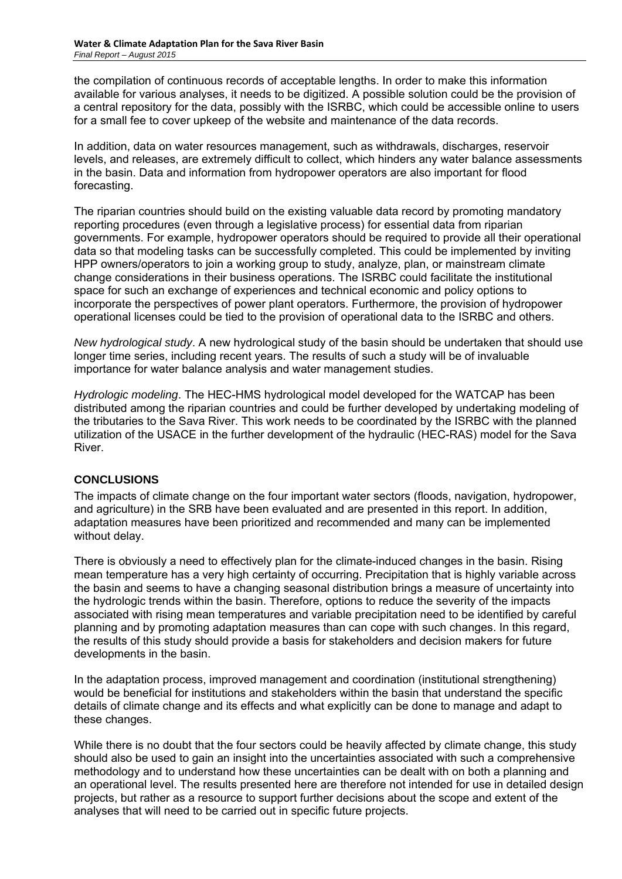the compilation of continuous records of acceptable lengths. In order to make this information available for various analyses, it needs to be digitized. A possible solution could be the provision of a central repository for the data, possibly with the ISRBC, which could be accessible online to users for a small fee to cover upkeep of the website and maintenance of the data records.

In addition, data on water resources management, such as withdrawals, discharges, reservoir levels, and releases, are extremely difficult to collect, which hinders any water balance assessments in the basin. Data and information from hydropower operators are also important for flood forecasting.

The riparian countries should build on the existing valuable data record by promoting mandatory reporting procedures (even through a legislative process) for essential data from riparian governments. For example, hydropower operators should be required to provide all their operational data so that modeling tasks can be successfully completed. This could be implemented by inviting HPP owners/operators to join a working group to study, analyze, plan, or mainstream climate change considerations in their business operations. The ISRBC could facilitate the institutional space for such an exchange of experiences and technical economic and policy options to incorporate the perspectives of power plant operators. Furthermore, the provision of hydropower operational licenses could be tied to the provision of operational data to the ISRBC and others.

*New hydrological study*. A new hydrological study of the basin should be undertaken that should use longer time series, including recent years. The results of such a study will be of invaluable importance for water balance analysis and water management studies.

*Hydrologic modeling*. The HEC-HMS hydrological model developed for the WATCAP has been distributed among the riparian countries and could be further developed by undertaking modeling of the tributaries to the Sava River. This work needs to be coordinated by the ISRBC with the planned utilization of the USACE in the further development of the hydraulic (HEC-RAS) model for the Sava River.

## CONCLUSIONS

The impacts of climate change on the four important water sectors (floods, navigation, hydropower, and agriculture) in the SRB have been evaluated and are presented in this report. In addition, adaptation measures have been prioritized and recommended and many can be implemented without delay.

There is obviously a need to effectively plan for the climate-induced changes in the basin. Rising mean temperature has a very high certainty of occurring. Precipitation that is highly variable across the basin and seems to have a changing seasonal distribution brings a measure of uncertainty into the hydrologic trends within the basin. Therefore, options to reduce the severity of the impacts associated with rising mean temperatures and variable precipitation need to be identified by careful planning and by promoting adaptation measures than can cope with such changes. In this regard, the results of this study should provide a basis for stakeholders and decision makers for future developments in the basin.

In the adaptation process, improved management and coordination (institutional strengthening) would be beneficial for institutions and stakeholders within the basin that understand the specific details of climate change and its effects and what explicitly can be done to manage and adapt to these changes.

While there is no doubt that the four sectors could be heavily affected by climate change, this study should also be used to gain an insight into the uncertainties associated with such a comprehensive methodology and to understand how these uncertainties can be dealt with on both a planning and an operational level. The results presented here are therefore not intended for use in detailed design projects, but rather as a resource to support further decisions about the scope and extent of the analyses that will need to be carried out in specific future projects.